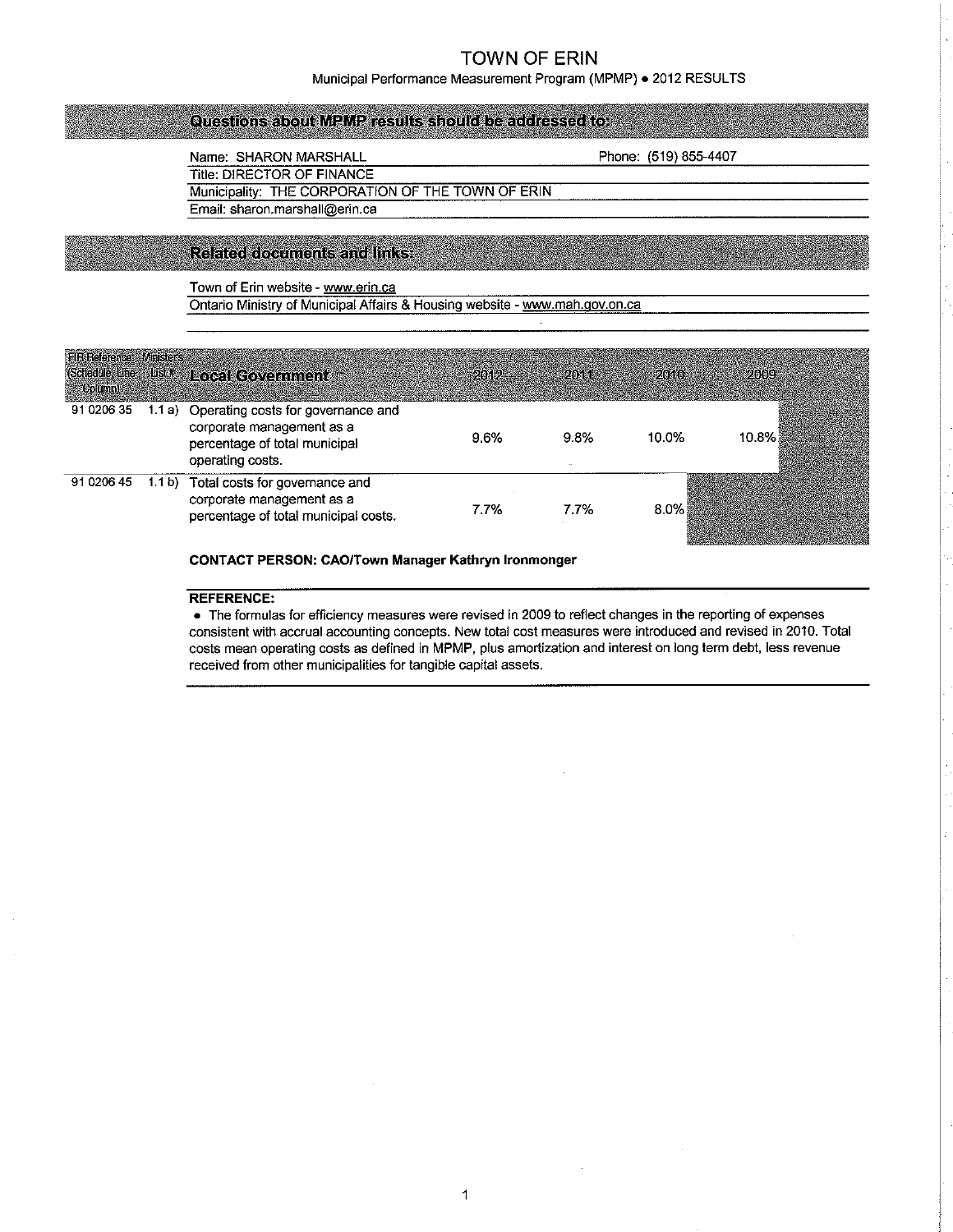# TOWN OF ERIN

Municipal Performance Measurement Program (MPMP) • 2012 RESULTS

## Questions about MPMP results should be addressed to:

Name: SHARON MARSHALL | Phone: (519) 855-4407

Title: DIRECTOR OF FINANCE

Municipality: THE CORPORATION OF THE TOWN OF ERIN

Email: sharon.marshall@erin.ca

## Related documents and links:

Town of Erin website - www.erin.ca

Ontario Ministry of Municipal Affairs & Housing website - www.mah.gov.on.ca

| FIR Reference (Schedule, Line, Column) | Minister's List # | Local Government | 2012 | 2011 | 2010 | 2009 |
|---|---|---|---|---|---|---|
| 91 0206 35 | 1.1 a) | Operating costs for governance and corporate management as a percentage of total municipal operating costs. | 9.6% | 9.8% | 10.0% | 10.8% |
| 91 0206 45 | 1.1 b) | Total costs for governance and corporate management as a percentage of total municipal costs. | 7.7% | 7.7% | 8.0% | |

**CONTACT PERSON: CAO/Town Manager Kathryn Ironmonger**

**REFERENCE:**

- The formulas for efficiency measures were revised in 2009 to reflect changes in the reporting of expenses consistent with accrual accounting concepts. New total cost measures were introduced and revised in 2010. Total costs mean operating costs as defined in MPMP, plus amortization and interest on long term debt, less revenue received from other municipalities for tangible capital assets.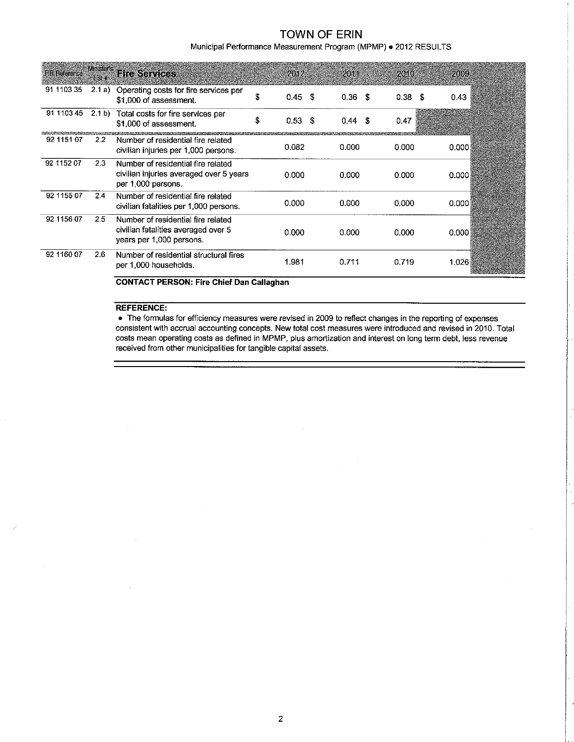# TOWN OF ERIN

Municipal Performance Measurement Program (MPMP) • 2012 RESULTS

| FIR Reference | Minister's List # | Fire Services | 2012 | 2011 | 2010 | 2009 |
|---|---|---|---|---|---|---|
| 91 1103 35 | 2.1 a) | Operating costs for fire services per $1,000 of assessment. | $ 0.45 | $ 0.36 | $ 0.38 | $ 0.43 |
| 91 1103 45 | 2.1 b) | Total costs for fire services per $1,000 of assessment. | $ 0.53 | $ 0.44 | $ 0.47 | |
| 92 1151 07 | 2.2 | Number of residential fire related civilian injuries per 1,000 persons. | 0.082 | 0.000 | 0.000 | 0.000 |
| 92 1152 07 | 2.3 | Number of residential fire related civilian injuries averaged over 5 years per 1,000 persons. | 0.000 | 0.000 | 0.000 | 0.000 |
| 92 1155 07 | 2.4 | Number of residential fire related civilian fatalities per 1,000 persons. | 0.000 | 0.000 | 0.000 | 0.000 |
| 92 1156 07 | 2.5 | Number of residential fire related civilian fatalities averaged over 5 years per 1,000 persons. | 0.000 | 0.000 | 0.000 | 0.000 |
| 92 1160 07 | 2.6 | Number of residential structural fires per 1,000 households. | 1.981 | 0.711 | 0.719 | 1.026 |

**CONTACT PERSON: Fire Chief Dan Callaghan**

**REFERENCE:**

- The formulas for efficiency measures were revised in 2009 to reflect changes in the reporting of expenses consistent with accrual accounting concepts. New total cost measures were introduced and revised in 2010. Total costs mean operating costs as defined in MPMP, plus amortization and interest on long term debt, less revenue received from other municipalities for tangible capital assets.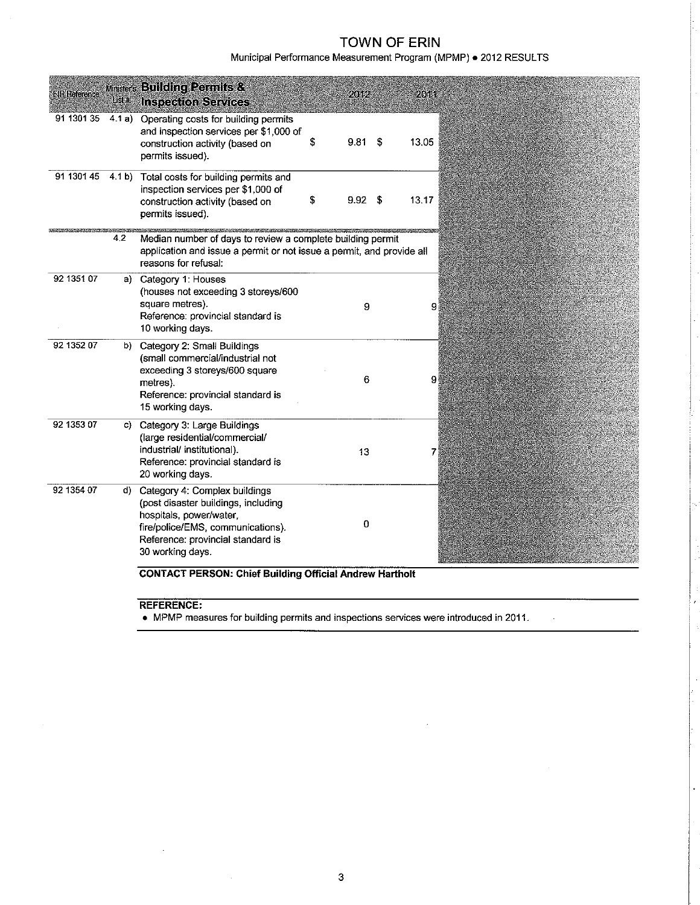# TOWN OF ERIN

Municipal Performance Measurement Program (MPMP) • 2012 RESULTS

| FIR Reference | Minister's List # | Building Permits & Inspection Services | 2012 | 2011 |
|---|---|---|---|---|
| 91 1301 35 | 4.1 a) | Operating costs for building permits and inspection services per $1,000 of construction activity (based on permits issued). | $ 9.81 | $ 13.05 |
| 91 1301 45 | 4.1 b) | Total costs for building permits and inspection services per $1,000 of construction activity (based on permits issued). | $ 9.92 | $ 13.17 |
| | 4.2 | Median number of days to review a complete building permit application and issue a permit or not issue a permit, and provide all reasons for refusal: | | |
| 92 1351 07 | a) | Category 1: Houses (houses not exceeding 3 storeys/600 square metres). Reference: provincial standard is 10 working days. | 9 | 9 |
| 92 1352 07 | b) | Category 2: Small Buildings (small commercial/industrial not exceeding 3 storeys/600 square metres). Reference: provincial standard is 15 working days. | 6 | 9 |
| 92 1353 07 | c) | Category 3: Large Buildings (large residential/commercial/ industrial/ institutional). Reference: provincial standard is 20 working days. | 13 | 7 |
| 92 1354 07 | d) | Category 4: Complex buildings (post disaster buildings, including hospitals, power/water, fire/police/EMS, communications). Reference: provincial standard is 30 working days. | 0 | |

**CONTACT PERSON: Chief Building Official Andrew Hartholt**

**REFERENCE:**

- MPMP measures for building permits and inspections services were introduced in 2011.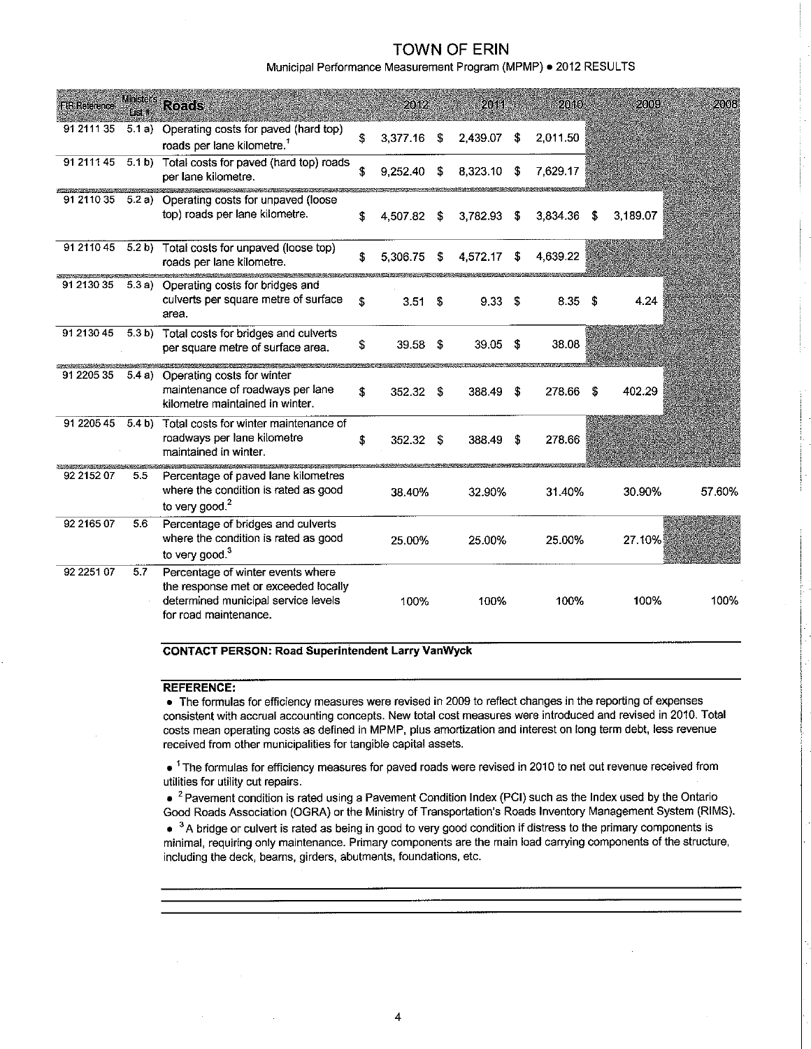# TOWN OF ERIN

Municipal Performance Measurement Program (MPMP) • 2012 RESULTS

| FIR Reference | Minister's List # | Roads | 2012 | 2011 | 2010 | 2009 | 2008 |
|---|---|---|---|---|---|---|---|
| 91 2111 35 | 5.1 a) | Operating costs for paved (hard top) roads per lane kilometre.[1] | $ 3,377.16 | $ 2,439.07 | $ 2,011.50 | | |
| 91 2111 45 | 5.1 b) | Total costs for paved (hard top) roads per lane kilometre. | $ 9,252.40 | $ 8,323.10 | $ 7,629.17 | | |
| 91 2110 35 | 5.2 a) | Operating costs for unpaved (loose top) roads per lane kilometre. | $ 4,507.82 | $ 3,782.93 | $ 3,834.36 | $ 3,189.07 | |
| 91 2110 45 | 5.2 b) | Total costs for unpaved (loose top) roads per lane kilometre. | $ 5,306.75 | $ 4,572.17 | $ 4,639.22 | | |
| 91 2130 35 | 5.3 a) | Operating costs for bridges and culverts per square metre of surface area. | $ 3.51 | $ 9.33 | $ 8.35 | $ 4.24 | |
| 91 2130 45 | 5.3 b) | Total costs for bridges and culverts per square metre of surface area. | $ 39.58 | $ 39.05 | $ 38.08 | | |
| 91 2205 35 | 5.4 a) | Operating costs for winter maintenance of roadways per lane kilometre maintained in winter. | $ 352.32 | $ 388.49 | $ 278.66 | $ 402.29 | |
| 91 2205 45 | 5.4 b) | Total costs for winter maintenance of roadways per lane kilometre maintained in winter. | $ 352.32 | $ 388.49 | $ 278.66 | | |
| 92 2152 07 | 5.5 | Percentage of paved lane kilometres where the condition is rated as good to very good.[2] | 38.40% | 32.90% | 31.40% | 30.90% | 57.60% |
| 92 2165 07 | 5.6 | Percentage of bridges and culverts where the condition is rated as good to very good.[3] | 25.00% | 25.00% | 25.00% | 27.10% | |
| 92 2251 07 | 5.7 | Percentage of winter events where the response met or exceeded locally determined municipal service levels for road maintenance. | 100% | 100% | 100% | 100% | 100% |

**CONTACT PERSON: Road Superintendent Larry VanWyck**

**REFERENCE:**

- The formulas for efficiency measures were revised in 2009 to reflect changes in the reporting of expenses consistent with accrual accounting concepts. New total cost measures were introduced and revised in 2010. Total costs mean operating costs as defined in MPMP, plus amortization and interest on long term debt, less revenue received from other municipalities for tangible capital assets.

- [1] The formulas for efficiency measures for paved roads were revised in 2010 to net out revenue received from utilities for utility cut repairs.
- [2] Pavement condition is rated using a Pavement Condition Index (PCI) such as the Index used by the Ontario Good Roads Association (OGRA) or the Ministry of Transportation's Roads Inventory Management System (RIMS).
- [3] A bridge or culvert is rated as being in good to very good condition if distress to the primary components is minimal, requiring only maintenance. Primary components are the main load carrying components of the structure, including the deck, beams, girders, abutments, foundations, etc.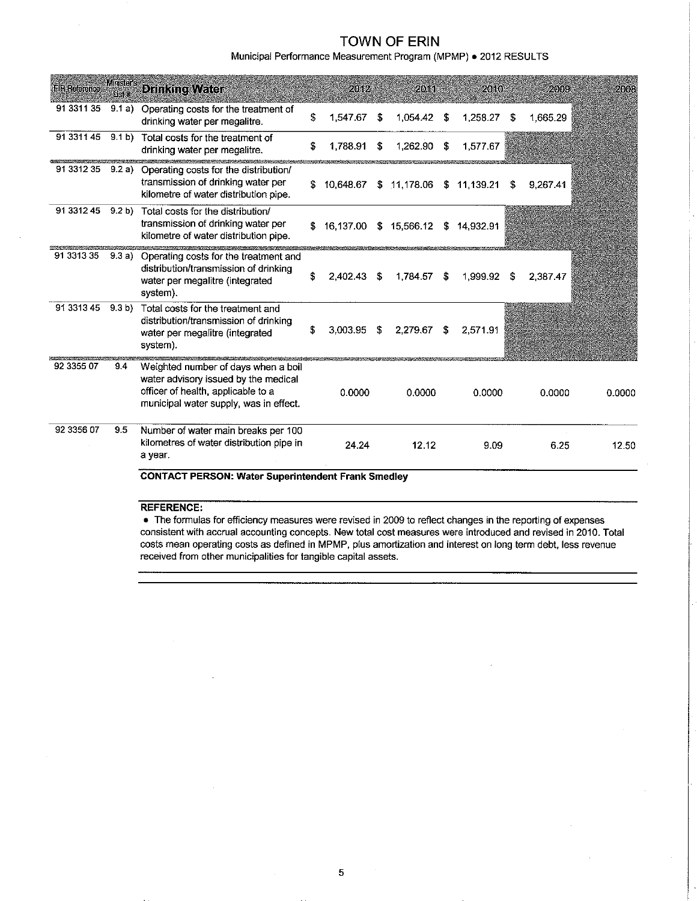# TOWN OF ERIN

Municipal Performance Measurement Program (MPMP) • 2012 RESULTS

| FIR Reference | Minister's List # | Drinking Water | 2012 | 2011 | 2010 | 2009 | 2008 |
|---|---|---|---|---|---|---|---|
| 91 3311 35 | 9.1 a) | Operating costs for the treatment of drinking water per megalitre. | $ 1,547.67 | $ 1,054.42 | $ 1,258.27 | $ 1,665.29 | |
| 91 3311 45 | 9.1 b) | Total costs for the treatment of drinking water per megalitre. | $ 1,788.91 | $ 1,262.90 | $ 1,577.67 | | |
| 91 3312 35 | 9.2 a) | Operating costs for the distribution/ transmission of drinking water per kilometre of water distribution pipe. | $ 10,648.67 | $ 11,178.06 | $ 11,139.21 | $ 9,267.41 | |
| 91 3312 45 | 9.2 b) | Total costs for the distribution/ transmission of drinking water per kilometre of water distribution pipe. | $ 16,137.00 | $ 15,566.12 | $ 14,932.91 | | |
| 91 3313 35 | 9.3 a) | Operating costs for the treatment and distribution/transmission of drinking water per megalitre (integrated system). | $ 2,402.43 | $ 1,784.57 | $ 1,999.92 | $ 2,387.47 | |
| 91 3313 45 | 9.3 b) | Total costs for the treatment and distribution/transmission of drinking water per megalitre (integrated system). | $ 3,003.95 | $ 2,279.67 | $ 2,571.91 | | |
| 92 3355 07 | 9.4 | Weighted number of days when a boil water advisory issued by the medical officer of health, applicable to a municipal water supply, was in effect. | 0.0000 | 0.0000 | 0.0000 | 0.0000 | 0.0000 |
| 92 3356 07 | 9.5 | Number of water main breaks per 100 kilometres of water distribution pipe in a year. | 24.24 | 12.12 | 9.09 | 6.25 | 12.50 |

**CONTACT PERSON: Water Superintendent Frank Smedley**

**REFERENCE:**

- The formulas for efficiency measures were revised in 2009 to reflect changes in the reporting of expenses consistent with accrual accounting concepts. New total cost measures were introduced and revised in 2010. Total costs mean operating costs as defined in MPMP, plus amortization and interest on long term debt, less revenue received from other municipalities for tangible capital assets.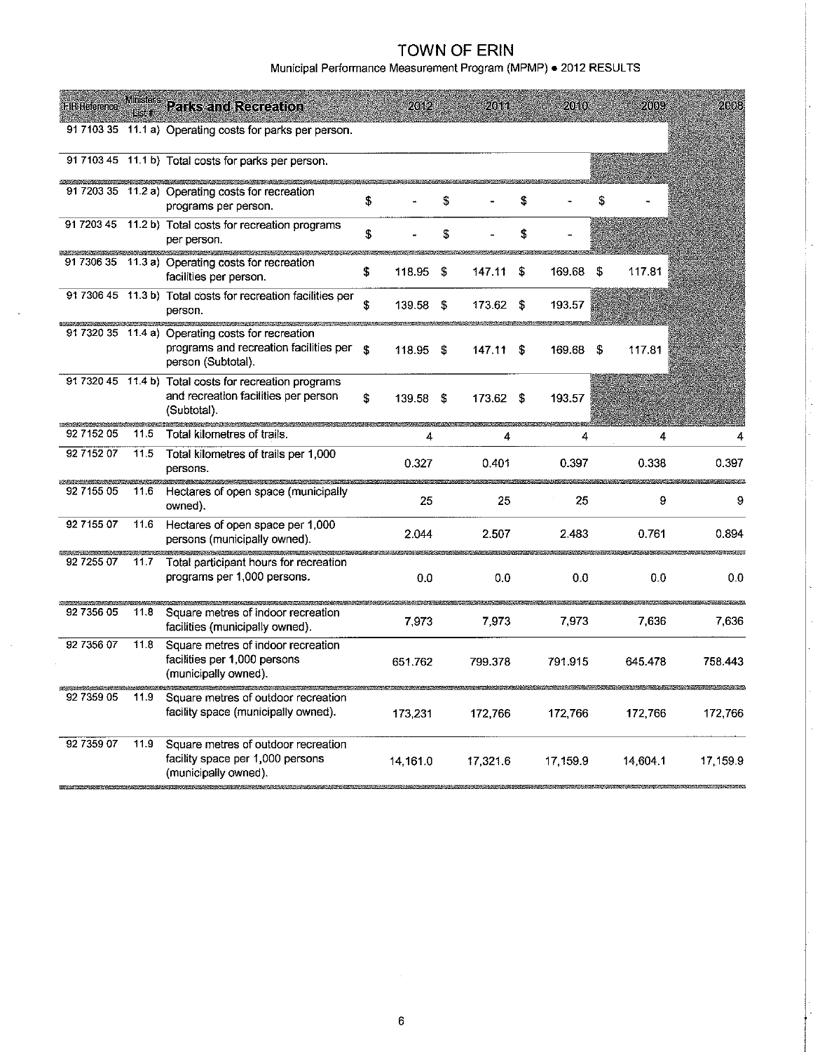# TOWN OF ERIN

Municipal Performance Measurement Program (MPMP) • 2012 RESULTS

| FIR Reference | Minister's List # | Parks and Recreation | 2012 | 2011 | 2010 | 2009 | 2008 |
|---|---|---|---|---|---|---|---|
| 91 7103 35 | 11.1 a) | Operating costs for parks per person. | | | | | |
| 91 7103 45 | 11.1 b) | Total costs for parks per person. | | | | | |
| 91 7203 35 | 11.2 a) | Operating costs for recreation programs per person. | $ - | $ - | $ - | $ - | |
| 91 7203 45 | 11.2 b) | Total costs for recreation programs per person. | $ - | $ - | $ - | | |
| 91 7306 35 | 11.3 a) | Operating costs for recreation facilities per person. | $ 118.95 | $ 147.11 | $ 169.68 | $ 117.81 | |
| 91 7306 45 | 11.3 b) | Total costs for recreation facilities per person. | $ 139.58 | $ 173.62 | $ 193.57 | | |
| 91 7320 35 | 11.4 a) | Operating costs for recreation programs and recreation facilities per person (Subtotal). | $ 118.95 | $ 147.11 | $ 169.68 | $ 117.81 | |
| 91 7320 45 | 11.4 b) | Total costs for recreation programs and recreation facilities per person (Subtotal). | $ 139.58 | $ 173.62 | $ 193.57 | | |
| 92 7152 05 | 11.5 | Total kilometres of trails. | 4 | 4 | 4 | 4 | 4 |
| 92 7152 07 | 11.5 | Total kilometres of trails per 1,000 persons. | 0.327 | 0.401 | 0.397 | 0.338 | 0.397 |
| 92 7155 05 | 11.6 | Hectares of open space (municipally owned). | 25 | 25 | 25 | 9 | 9 |
| 92 7155 07 | 11.6 | Hectares of open space per 1,000 persons (municipally owned). | 2.044 | 2.507 | 2.483 | 0.761 | 0.894 |
| 92 7255 07 | 11.7 | Total participant hours for recreation programs per 1,000 persons. | 0.0 | 0.0 | 0.0 | 0.0 | 0.0 |
| 92 7356 05 | 11.8 | Square metres of indoor recreation facilities (municipally owned). | 7,973 | 7,973 | 7,973 | 7,636 | 7,636 |
| 92 7356 07 | 11.8 | Square metres of indoor recreation facilities per 1,000 persons (municipally owned). | 651.762 | 799.378 | 791.915 | 645.478 | 758.443 |
| 92 7359 05 | 11.9 | Square metres of outdoor recreation facility space (municipally owned). | 173,231 | 172,766 | 172,766 | 172,766 | 172,766 |
| 92 7359 07 | 11.9 | Square metres of outdoor recreation facility space per 1,000 persons (municipally owned). | 14,161.0 | 17,321.6 | 17,159.9 | 14,604.1 | 17,159.9 |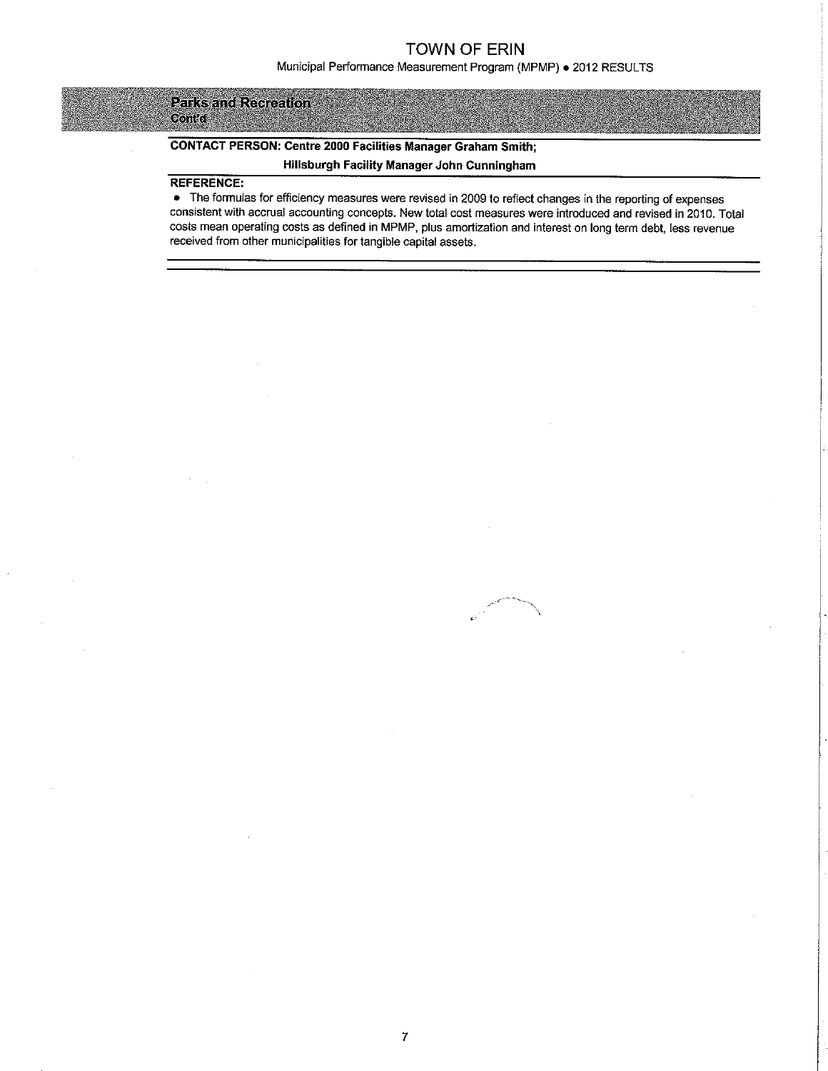## Parks and Recreation
**Cont'd**

**CONTACT PERSON: Centre 2000 Facilities Manager Graham Smith;**
**Hillsburgh Facility Manager John Cunningham**

**REFERENCE:**

- The formulas for efficiency measures were revised in 2009 to reflect changes in the reporting of expenses consistent with accrual accounting concepts. New total cost measures were introduced and revised in 2010. Total costs mean operating costs as defined in MPMP, plus amortization and interest on long term debt, less revenue received from other municipalities for tangible capital assets.